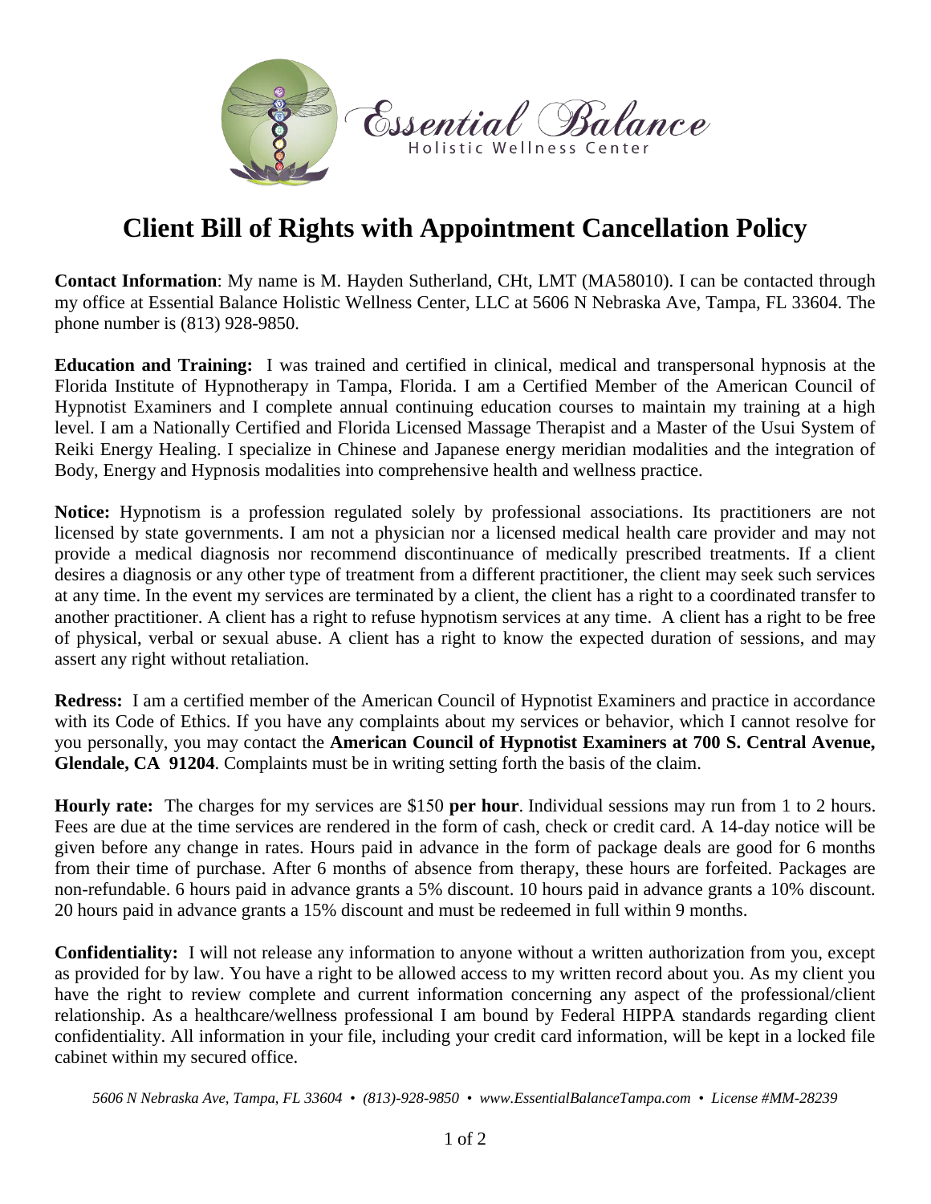Essential Balance
Holistic Wellness Center

# Client Bill of Rights with Appointment Cancellation Policy

**Contact Information**: My name is M. Hayden Sutherland, CHt, LMT (MA58010). I can be contacted through my office at Essential Balance Holistic Wellness Center, LLC at 5606 N Nebraska Ave, Tampa, FL 33604. The phone number is (813) 928-9850.

**Education and Training:** I was trained and certified in clinical, medical and transpersonal hypnosis at the Florida Institute of Hypnotherapy in Tampa, Florida. I am a Certified Member of the American Council of Hypnotist Examiners and I complete annual continuing education courses to maintain my training at a high level. I am a Nationally Certified and Florida Licensed Massage Therapist and a Master of the Usui System of Reiki Energy Healing. I specialize in Chinese and Japanese energy meridian modalities and the integration of Body, Energy and Hypnosis modalities into comprehensive health and wellness practice.

**Notice:** Hypnotism is a profession regulated solely by professional associations. Its practitioners are not licensed by state governments. I am not a physician nor a licensed medical health care provider and may not provide a medical diagnosis nor recommend discontinuance of medically prescribed treatments. If a client desires a diagnosis or any other type of treatment from a different practitioner, the client may seek such services at any time. In the event my services are terminated by a client, the client has a right to a coordinated transfer to another practitioner. A client has a right to refuse hypnotism services at any time. A client has a right to be free of physical, verbal or sexual abuse. A client has a right to know the expected duration of sessions, and may assert any right without retaliation.

**Redress:** I am a certified member of the American Council of Hypnotist Examiners and practice in accordance with its Code of Ethics. If you have any complaints about my services or behavior, which I cannot resolve for you personally, you may contact the **American Council of Hypnotist Examiners at 700 S. Central Avenue, Glendale, CA 91204**. Complaints must be in writing setting forth the basis of the claim.

**Hourly rate:** The charges for my services are $150 **per hour**. Individual sessions may run from 1 to 2 hours. Fees are due at the time services are rendered in the form of cash, check or credit card. A 14-day notice will be given before any change in rates. Hours paid in advance in the form of package deals are good for 6 months from their time of purchase. After 6 months of absence from therapy, these hours are forfeited. Packages are non-refundable. 6 hours paid in advance grants a 5% discount. 10 hours paid in advance grants a 10% discount. 20 hours paid in advance grants a 15% discount and must be redeemed in full within 9 months.

**Confidentiality:** I will not release any information to anyone without a written authorization from you, except as provided for by law. You have a right to be allowed access to my written record about you. As my client you have the right to review complete and current information concerning any aspect of the professional/client relationship. As a healthcare/wellness professional I am bound by Federal HIPPA standards regarding client confidentiality. All information in your file, including your credit card information, will be kept in a locked file cabinet within my secured office.

*5606 N Nebraska Ave, Tampa, FL 33604 • (813)-928-9850 • www.EssentialBalanceTampa.com • License #MM-28239*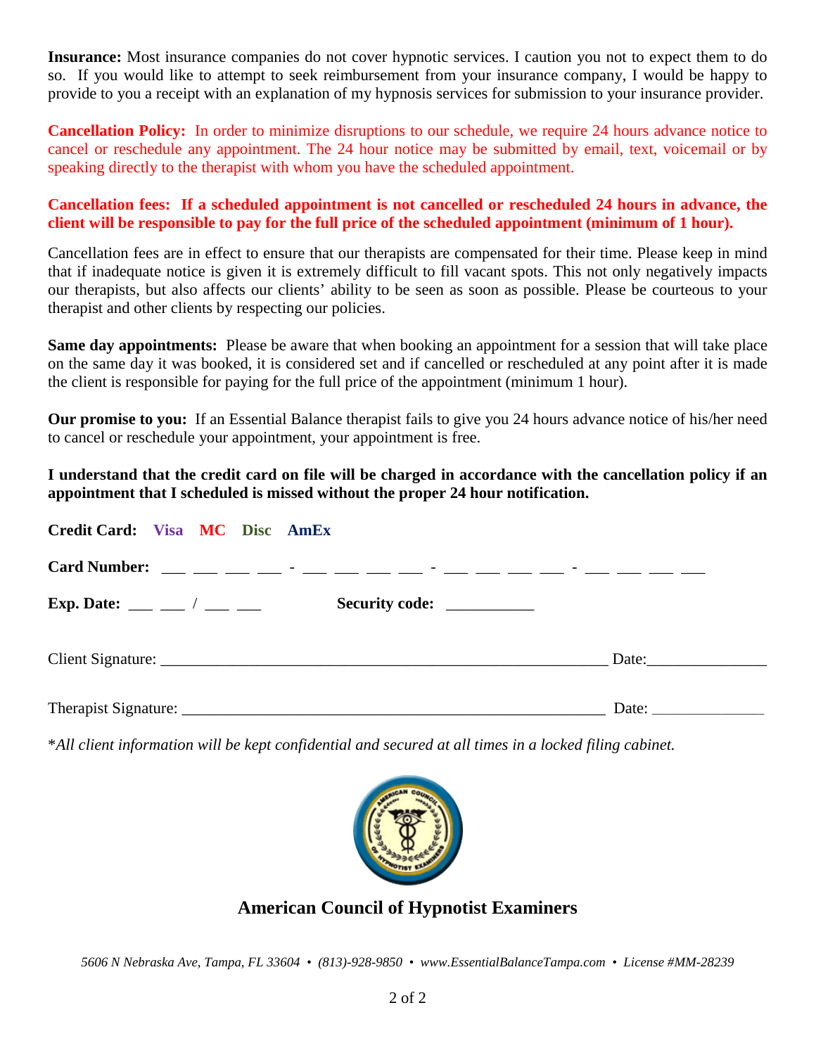**Insurance:** Most insurance companies do not cover hypnotic services. I caution you not to expect them to do so. If you would like to attempt to seek reimbursement from your insurance company, I would be happy to provide to you a receipt with an explanation of my hypnosis services for submission to your insurance provider.

**Cancellation Policy:** In order to minimize disruptions to our schedule, we require 24 hours advance notice to cancel or reschedule any appointment. The 24 hour notice may be submitted by email, text, voicemail or by speaking directly to the therapist with whom you have the scheduled appointment.

**Cancellation fees: If a scheduled appointment is not cancelled or rescheduled 24 hours in advance, the client will be responsible to pay for the full price of the scheduled appointment (minimum of 1 hour).**

Cancellation fees are in effect to ensure that our therapists are compensated for their time. Please keep in mind that if inadequate notice is given it is extremely difficult to fill vacant spots. This not only negatively impacts our therapists, but also affects our clients' ability to be seen as soon as possible. Please be courteous to your therapist and other clients by respecting our policies.

**Same day appointments:** Please be aware that when booking an appointment for a session that will take place on the same day it was booked, it is considered set and if cancelled or rescheduled at any point after it is made the client is responsible for paying for the full price of the appointment (minimum 1 hour).

**Our promise to you:** If an Essential Balance therapist fails to give you 24 hours advance notice of his/her need to cancel or reschedule your appointment, your appointment is free.

**I understand that the credit card on file will be charged in accordance with the cancellation policy if an appointment that I scheduled is missed without the proper 24 hour notification.**

**Credit Card: Visa MC Disc AmEx**

**Card Number:** ___ ___ ___ ___ - ___ ___ ___ ___ - ___ ___ ___ ___ - ___ ___ ___ ___

**Exp. Date:** ___ ___ / ___ ___ **Security code:** ___________

Client Signature: ______________________________________________ Date:_______________

Therapist Signature: ____________________________________________ Date: ______________

**All client information will be kept confidential and secured at all times in a locked filing cabinet.*

**American Council of Hypnotist Examiners**

*5606 N Nebraska Ave, Tampa, FL 33604 • (813)-928-9850 • www.EssentialBalanceTampa.com • License #MM-28239*